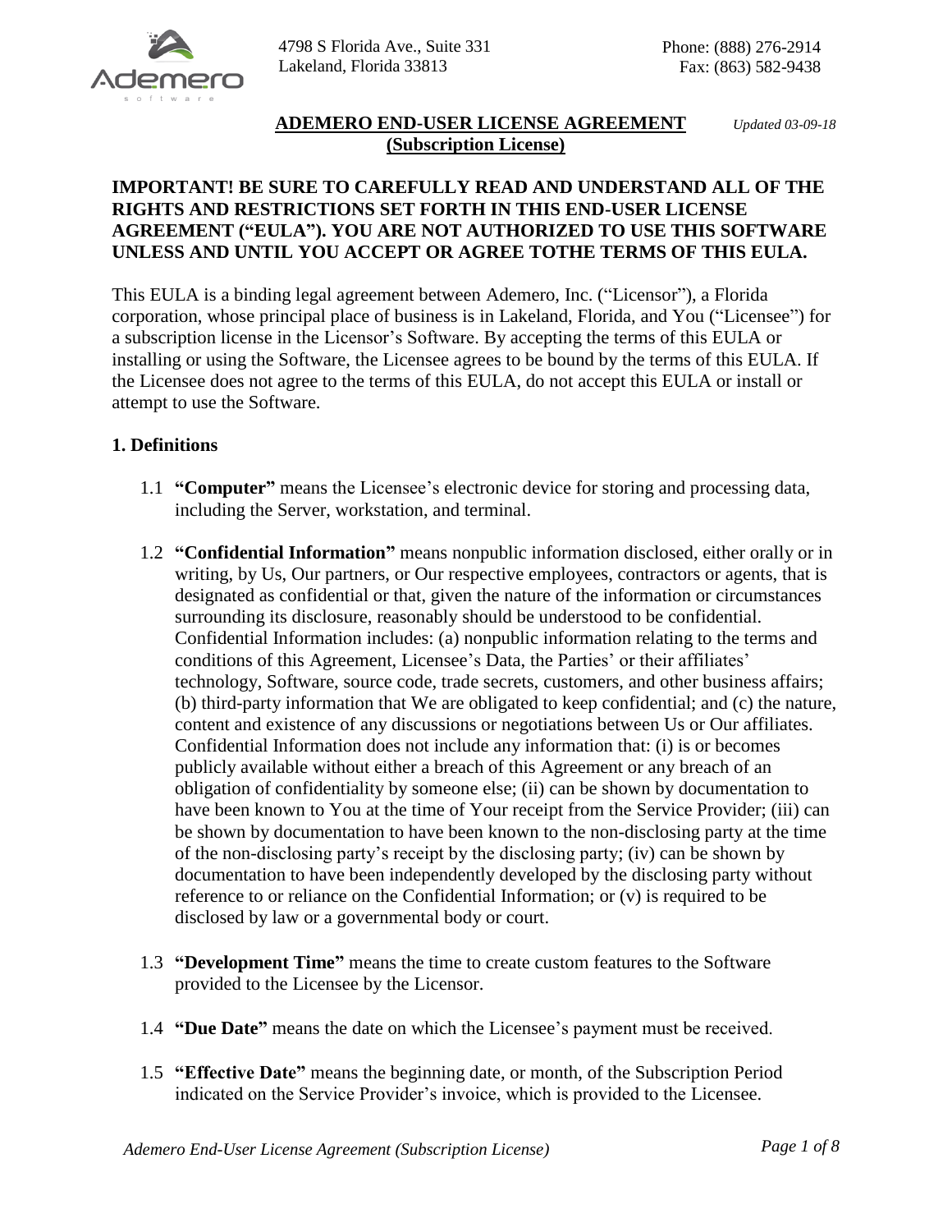4798 S Florida Ave., Suite 331
Lakeland, Florida 33813

Phone: (888) 276-2914
Fax: (863) 582-9438

# ADEMERO END-USER LICENSE AGREEMENT (Subscription License)

*Updated 03-09-18*

**IMPORTANT! BE SURE TO CAREFULLY READ AND UNDERSTAND ALL OF THE RIGHTS AND RESTRICTIONS SET FORTH IN THIS END-USER LICENSE AGREEMENT ("EULA"). YOU ARE NOT AUTHORIZED TO USE THIS SOFTWARE UNLESS AND UNTIL YOU ACCEPT OR AGREE TOTHE TERMS OF THIS EULA.**

This EULA is a binding legal agreement between Ademero, Inc. ("Licensor"), a Florida corporation, whose principal place of business is in Lakeland, Florida, and You ("Licensee") for a subscription license in the Licensor's Software. By accepting the terms of this EULA or installing or using the Software, the Licensee agrees to be bound by the terms of this EULA. If the Licensee does not agree to the terms of this EULA, do not accept this EULA or install or attempt to use the Software.

## 1. Definitions

1.1 **"Computer"** means the Licensee's electronic device for storing and processing data, including the Server, workstation, and terminal.

1.2 **"Confidential Information"** means nonpublic information disclosed, either orally or in writing, by Us, Our partners, or Our respective employees, contractors or agents, that is designated as confidential or that, given the nature of the information or circumstances surrounding its disclosure, reasonably should be understood to be confidential. Confidential Information includes: (a) nonpublic information relating to the terms and conditions of this Agreement, Licensee's Data, the Parties' or their affiliates' technology, Software, source code, trade secrets, customers, and other business affairs; (b) third-party information that We are obligated to keep confidential; and (c) the nature, content and existence of any discussions or negotiations between Us or Our affiliates. Confidential Information does not include any information that: (i) is or becomes publicly available without either a breach of this Agreement or any breach of an obligation of confidentiality by someone else; (ii) can be shown by documentation to have been known to You at the time of Your receipt from the Service Provider; (iii) can be shown by documentation to have been known to the non-disclosing party at the time of the non-disclosing party's receipt by the disclosing party; (iv) can be shown by documentation to have been independently developed by the disclosing party without reference to or reliance on the Confidential Information; or (v) is required to be disclosed by law or a governmental body or court.

1.3 **"Development Time"** means the time to create custom features to the Software provided to the Licensee by the Licensor.

1.4 **"Due Date"** means the date on which the Licensee's payment must be received.

1.5 **"Effective Date"** means the beginning date, or month, of the Subscription Period indicated on the Service Provider's invoice, which is provided to the Licensee.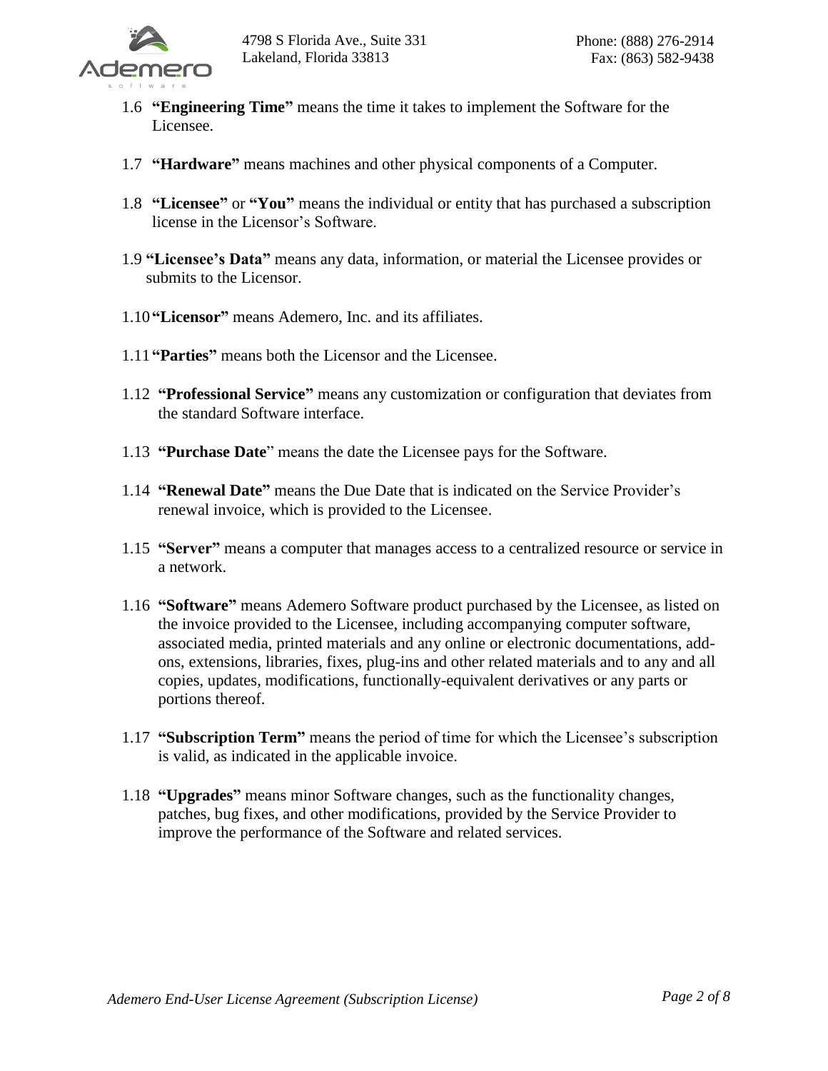1.6 **"Engineering Time"** means the time it takes to implement the Software for the Licensee.

1.7 **"Hardware"** means machines and other physical components of a Computer.

1.8 **"Licensee"** or **"You"** means the individual or entity that has purchased a subscription license in the Licensor's Software.

1.9 **"Licensee's Data"** means any data, information, or material the Licensee provides or submits to the Licensor.

1.10 **"Licensor"** means Ademero, Inc. and its affiliates.

1.11 **"Parties"** means both the Licensor and the Licensee.

1.12 **"Professional Service"** means any customization or configuration that deviates from the standard Software interface.

1.13 **"Purchase Date"** means the date the Licensee pays for the Software.

1.14 **"Renewal Date"** means the Due Date that is indicated on the Service Provider's renewal invoice, which is provided to the Licensee.

1.15 **"Server"** means a computer that manages access to a centralized resource or service in a network.

1.16 **"Software"** means Ademero Software product purchased by the Licensee, as listed on the invoice provided to the Licensee, including accompanying computer software, associated media, printed materials and any online or electronic documentations, add-ons, extensions, libraries, fixes, plug-ins and other related materials and to any and all copies, updates, modifications, functionally-equivalent derivatives or any parts or portions thereof.

1.17 **"Subscription Term"** means the period of time for which the Licensee's subscription is valid, as indicated in the applicable invoice.

1.18 **"Upgrades"** means minor Software changes, such as the functionality changes, patches, bug fixes, and other modifications, provided by the Service Provider to improve the performance of the Software and related services.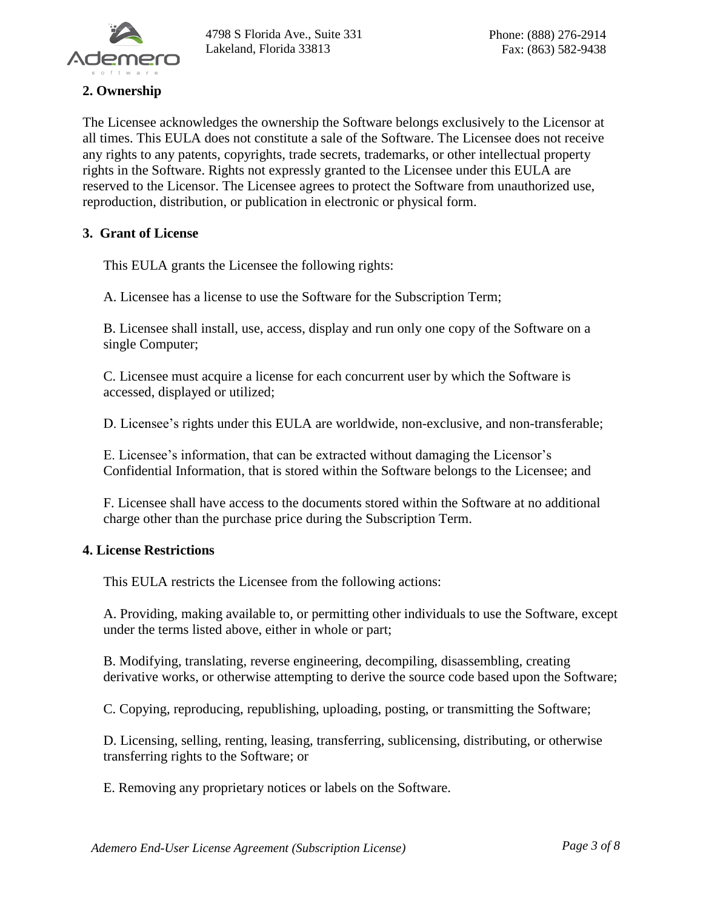## 2. Ownership

The Licensee acknowledges the ownership the Software belongs exclusively to the Licensor at all times. This EULA does not constitute a sale of the Software. The Licensee does not receive any rights to any patents, copyrights, trade secrets, trademarks, or other intellectual property rights in the Software. Rights not expressly granted to the Licensee under this EULA are reserved to the Licensor. The Licensee agrees to protect the Software from unauthorized use, reproduction, distribution, or publication in electronic or physical form.

## 3. Grant of License

This EULA grants the Licensee the following rights:

A. Licensee has a license to use the Software for the Subscription Term;

B. Licensee shall install, use, access, display and run only one copy of the Software on a single Computer;

C. Licensee must acquire a license for each concurrent user by which the Software is accessed, displayed or utilized;

D. Licensee's rights under this EULA are worldwide, non-exclusive, and non-transferable;

E. Licensee's information, that can be extracted without damaging the Licensor's Confidential Information, that is stored within the Software belongs to the Licensee; and

F. Licensee shall have access to the documents stored within the Software at no additional charge other than the purchase price during the Subscription Term.

## 4. License Restrictions

This EULA restricts the Licensee from the following actions:

A. Providing, making available to, or permitting other individuals to use the Software, except under the terms listed above, either in whole or part;

B. Modifying, translating, reverse engineering, decompiling, disassembling, creating derivative works, or otherwise attempting to derive the source code based upon the Software;

C. Copying, reproducing, republishing, uploading, posting, or transmitting the Software;

D. Licensing, selling, renting, leasing, transferring, sublicensing, distributing, or otherwise transferring rights to the Software; or

E. Removing any proprietary notices or labels on the Software.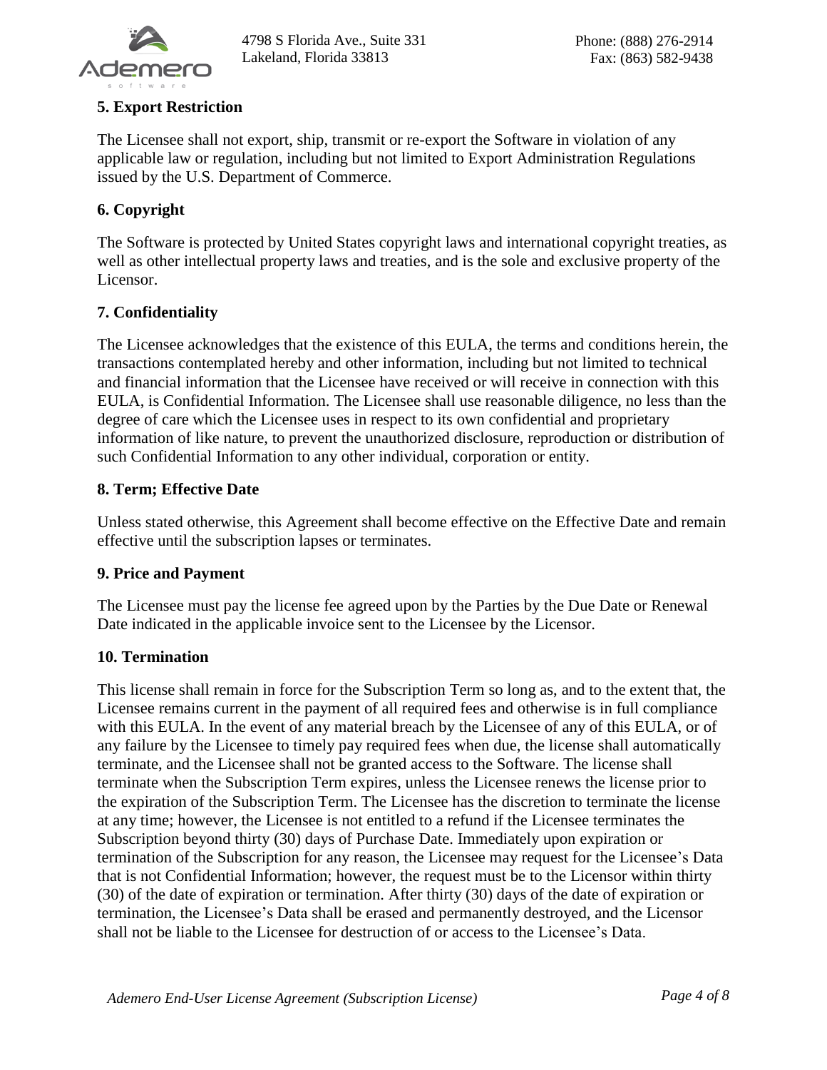## 5. Export Restriction

The Licensee shall not export, ship, transmit or re-export the Software in violation of any applicable law or regulation, including but not limited to Export Administration Regulations issued by the U.S. Department of Commerce.

## 6. Copyright

The Software is protected by United States copyright laws and international copyright treaties, as well as other intellectual property laws and treaties, and is the sole and exclusive property of the Licensor.

## 7. Confidentiality

The Licensee acknowledges that the existence of this EULA, the terms and conditions herein, the transactions contemplated hereby and other information, including but not limited to technical and financial information that the Licensee have received or will receive in connection with this EULA, is Confidential Information. The Licensee shall use reasonable diligence, no less than the degree of care which the Licensee uses in respect to its own confidential and proprietary information of like nature, to prevent the unauthorized disclosure, reproduction or distribution of such Confidential Information to any other individual, corporation or entity.

## 8. Term; Effective Date

Unless stated otherwise, this Agreement shall become effective on the Effective Date and remain effective until the subscription lapses or terminates.

## 9. Price and Payment

The Licensee must pay the license fee agreed upon by the Parties by the Due Date or Renewal Date indicated in the applicable invoice sent to the Licensee by the Licensor.

## 10. Termination

This license shall remain in force for the Subscription Term so long as, and to the extent that, the Licensee remains current in the payment of all required fees and otherwise is in full compliance with this EULA. In the event of any material breach by the Licensee of any of this EULA, or of any failure by the Licensee to timely pay required fees when due, the license shall automatically terminate, and the Licensee shall not be granted access to the Software. The license shall terminate when the Subscription Term expires, unless the Licensee renews the license prior to the expiration of the Subscription Term. The Licensee has the discretion to terminate the license at any time; however, the Licensee is not entitled to a refund if the Licensee terminates the Subscription beyond thirty (30) days of Purchase Date. Immediately upon expiration or termination of the Subscription for any reason, the Licensee may request for the Licensee's Data that is not Confidential Information; however, the request must be to the Licensor within thirty (30) of the date of expiration or termination. After thirty (30) days of the date of expiration or termination, the Licensee's Data shall be erased and permanently destroyed, and the Licensor shall not be liable to the Licensee for destruction of or access to the Licensee's Data.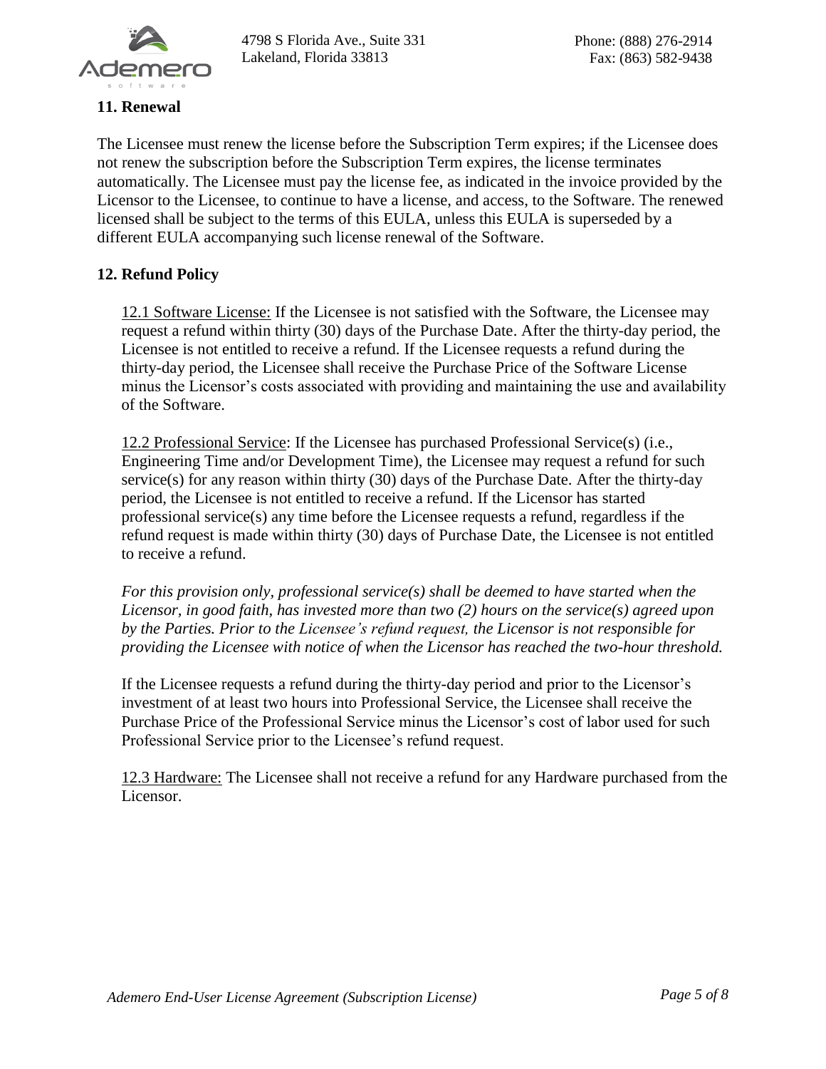## 11. Renewal

The Licensee must renew the license before the Subscription Term expires; if the Licensee does not renew the subscription before the Subscription Term expires, the license terminates automatically. The Licensee must pay the license fee, as indicated in the invoice provided by the Licensor to the Licensee, to continue to have a license, and access, to the Software. The renewed licensed shall be subject to the terms of this EULA, unless this EULA is superseded by a different EULA accompanying such license renewal of the Software.

## 12. Refund Policy

<u>12.1 Software License:</u> If the Licensee is not satisfied with the Software, the Licensee may request a refund within thirty (30) days of the Purchase Date. After the thirty-day period, the Licensee is not entitled to receive a refund. If the Licensee requests a refund during the thirty-day period, the Licensee shall receive the Purchase Price of the Software License minus the Licensor's costs associated with providing and maintaining the use and availability of the Software.

<u>12.2 Professional Service</u>: If the Licensee has purchased Professional Service(s) (i.e., Engineering Time and/or Development Time), the Licensee may request a refund for such service(s) for any reason within thirty (30) days of the Purchase Date. After the thirty-day period, the Licensee is not entitled to receive a refund. If the Licensor has started professional service(s) any time before the Licensee requests a refund, regardless if the refund request is made within thirty (30) days of Purchase Date, the Licensee is not entitled to receive a refund.

*For this provision only, professional service(s) shall be deemed to have started when the Licensor, in good faith, has invested more than two (2) hours on the service(s) agreed upon by the Parties. Prior to the Licensee's refund request, the Licensor is not responsible for providing the Licensee with notice of when the Licensor has reached the two-hour threshold.*

If the Licensee requests a refund during the thirty-day period and prior to the Licensor's investment of at least two hours into Professional Service, the Licensee shall receive the Purchase Price of the Professional Service minus the Licensor's cost of labor used for such Professional Service prior to the Licensee's refund request.

<u>12.3 Hardware:</u> The Licensee shall not receive a refund for any Hardware purchased from the Licensor.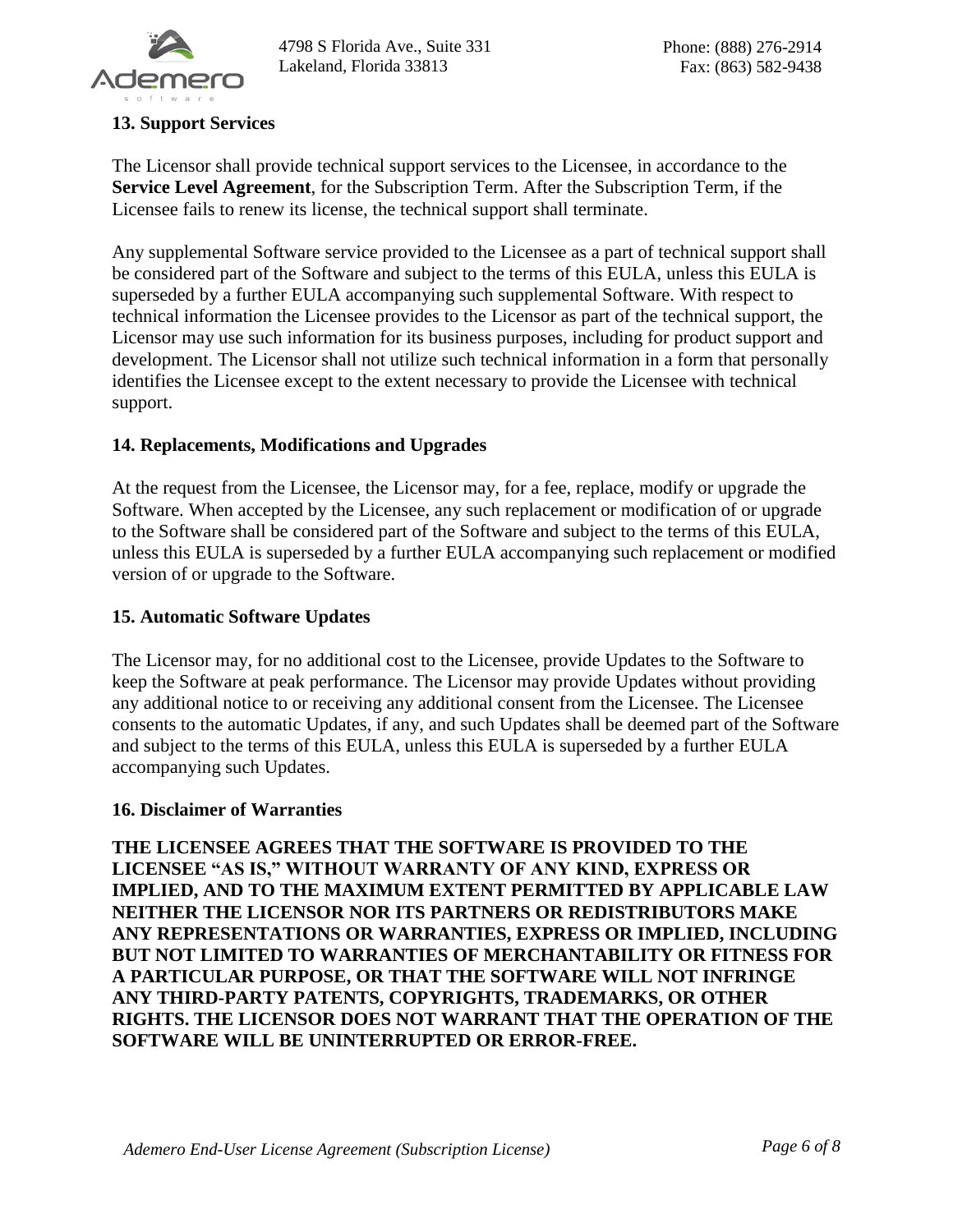### 13. Support Services

The Licensor shall provide technical support services to the Licensee, in accordance to the **Service Level Agreement**, for the Subscription Term. After the Subscription Term, if the Licensee fails to renew its license, the technical support shall terminate.

Any supplemental Software service provided to the Licensee as a part of technical support shall be considered part of the Software and subject to the terms of this EULA, unless this EULA is superseded by a further EULA accompanying such supplemental Software. With respect to technical information the Licensee provides to the Licensor as part of the technical support, the Licensor may use such information for its business purposes, including for product support and development. The Licensor shall not utilize such technical information in a form that personally identifies the Licensee except to the extent necessary to provide the Licensee with technical support.

### 14. Replacements, Modifications and Upgrades

At the request from the Licensee, the Licensor may, for a fee, replace, modify or upgrade the Software. When accepted by the Licensee, any such replacement or modification of or upgrade to the Software shall be considered part of the Software and subject to the terms of this EULA, unless this EULA is superseded by a further EULA accompanying such replacement or modified version of or upgrade to the Software.

### 15. Automatic Software Updates

The Licensor may, for no additional cost to the Licensee, provide Updates to the Software to keep the Software at peak performance. The Licensor may provide Updates without providing any additional notice to or receiving any additional consent from the Licensee. The Licensee consents to the automatic Updates, if any, and such Updates shall be deemed part of the Software and subject to the terms of this EULA, unless this EULA is superseded by a further EULA accompanying such Updates.

### 16. Disclaimer of Warranties

**THE LICENSEE AGREES THAT THE SOFTWARE IS PROVIDED TO THE LICENSEE "AS IS," WITHOUT WARRANTY OF ANY KIND, EXPRESS OR IMPLIED, AND TO THE MAXIMUM EXTENT PERMITTED BY APPLICABLE LAW NEITHER THE LICENSOR NOR ITS PARTNERS OR REDISTRIBUTORS MAKE ANY REPRESENTATIONS OR WARRANTIES, EXPRESS OR IMPLIED, INCLUDING BUT NOT LIMITED TO WARRANTIES OF MERCHANTABILITY OR FITNESS FOR A PARTICULAR PURPOSE, OR THAT THE SOFTWARE WILL NOT INFRINGE ANY THIRD-PARTY PATENTS, COPYRIGHTS, TRADEMARKS, OR OTHER RIGHTS. THE LICENSOR DOES NOT WARRANT THAT THE OPERATION OF THE SOFTWARE WILL BE UNINTERRUPTED OR ERROR-FREE.**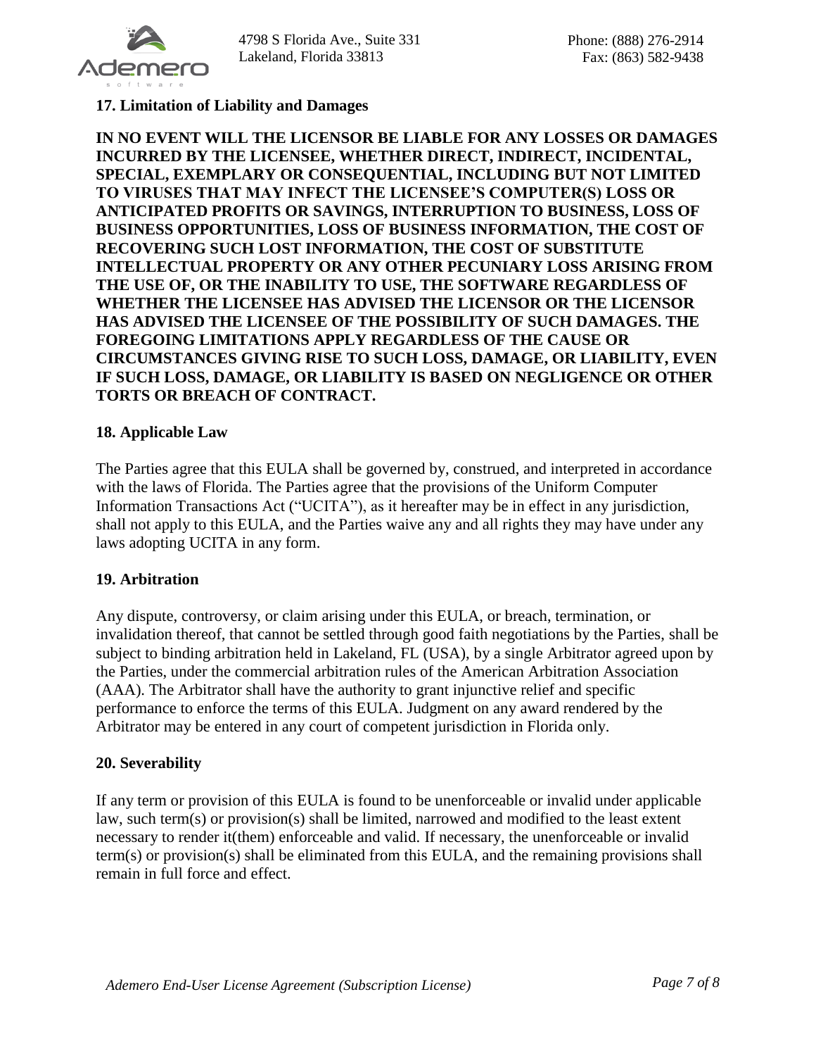### 17. Limitation of Liability and Damages

**IN NO EVENT WILL THE LICENSOR BE LIABLE FOR ANY LOSSES OR DAMAGES INCURRED BY THE LICENSEE, WHETHER DIRECT, INDIRECT, INCIDENTAL, SPECIAL, EXEMPLARY OR CONSEQUENTIAL, INCLUDING BUT NOT LIMITED TO VIRUSES THAT MAY INFECT THE LICENSEE'S COMPUTER(S) LOSS OR ANTICIPATED PROFITS OR SAVINGS, INTERRUPTION TO BUSINESS, LOSS OF BUSINESS OPPORTUNITIES, LOSS OF BUSINESS INFORMATION, THE COST OF RECOVERING SUCH LOST INFORMATION, THE COST OF SUBSTITUTE INTELLECTUAL PROPERTY OR ANY OTHER PECUNIARY LOSS ARISING FROM THE USE OF, OR THE INABILITY TO USE, THE SOFTWARE REGARDLESS OF WHETHER THE LICENSEE HAS ADVISED THE LICENSOR OR THE LICENSOR HAS ADVISED THE LICENSEE OF THE POSSIBILITY OF SUCH DAMAGES. THE FOREGOING LIMITATIONS APPLY REGARDLESS OF THE CAUSE OR CIRCUMSTANCES GIVING RISE TO SUCH LOSS, DAMAGE, OR LIABILITY, EVEN IF SUCH LOSS, DAMAGE, OR LIABILITY IS BASED ON NEGLIGENCE OR OTHER TORTS OR BREACH OF CONTRACT.**

### 18. Applicable Law

The Parties agree that this EULA shall be governed by, construed, and interpreted in accordance with the laws of Florida. The Parties agree that the provisions of the Uniform Computer Information Transactions Act ("UCITA"), as it hereafter may be in effect in any jurisdiction, shall not apply to this EULA, and the Parties waive any and all rights they may have under any laws adopting UCITA in any form.

### 19. Arbitration

Any dispute, controversy, or claim arising under this EULA, or breach, termination, or invalidation thereof, that cannot be settled through good faith negotiations by the Parties, shall be subject to binding arbitration held in Lakeland, FL (USA), by a single Arbitrator agreed upon by the Parties, under the commercial arbitration rules of the American Arbitration Association (AAA). The Arbitrator shall have the authority to grant injunctive relief and specific performance to enforce the terms of this EULA. Judgment on any award rendered by the Arbitrator may be entered in any court of competent jurisdiction in Florida only.

### 20. Severability

If any term or provision of this EULA is found to be unenforceable or invalid under applicable law, such term(s) or provision(s) shall be limited, narrowed and modified to the least extent necessary to render it(them) enforceable and valid. If necessary, the unenforceable or invalid term(s) or provision(s) shall be eliminated from this EULA, and the remaining provisions shall remain in full force and effect.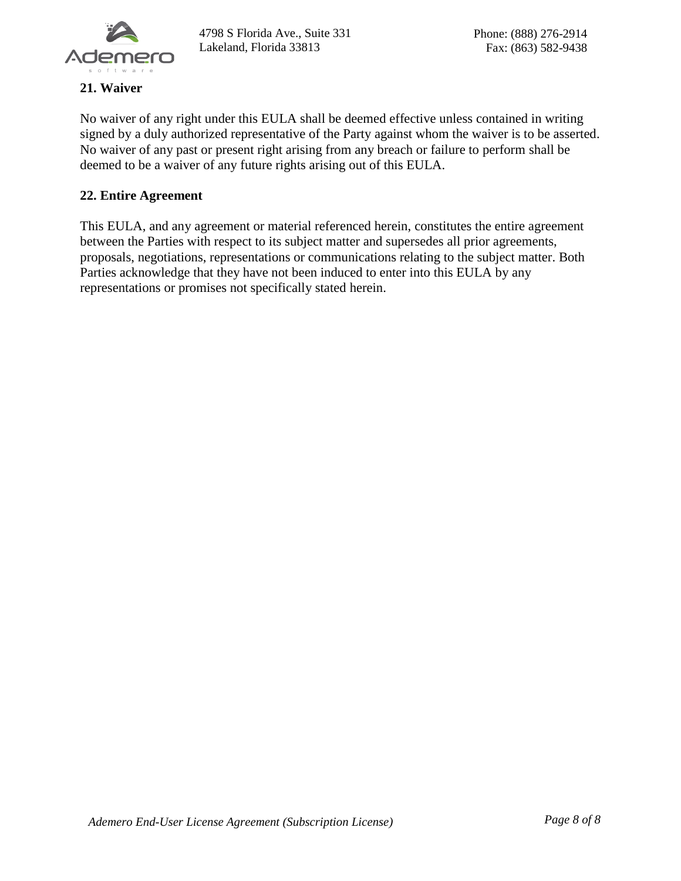## 21. Waiver

No waiver of any right under this EULA shall be deemed effective unless contained in writing signed by a duly authorized representative of the Party against whom the waiver is to be asserted. No waiver of any past or present right arising from any breach or failure to perform shall be deemed to be a waiver of any future rights arising out of this EULA.

## 22. Entire Agreement

This EULA, and any agreement or material referenced herein, constitutes the entire agreement between the Parties with respect to its subject matter and supersedes all prior agreements, proposals, negotiations, representations or communications relating to the subject matter. Both Parties acknowledge that they have not been induced to enter into this EULA by any representations or promises not specifically stated herein.